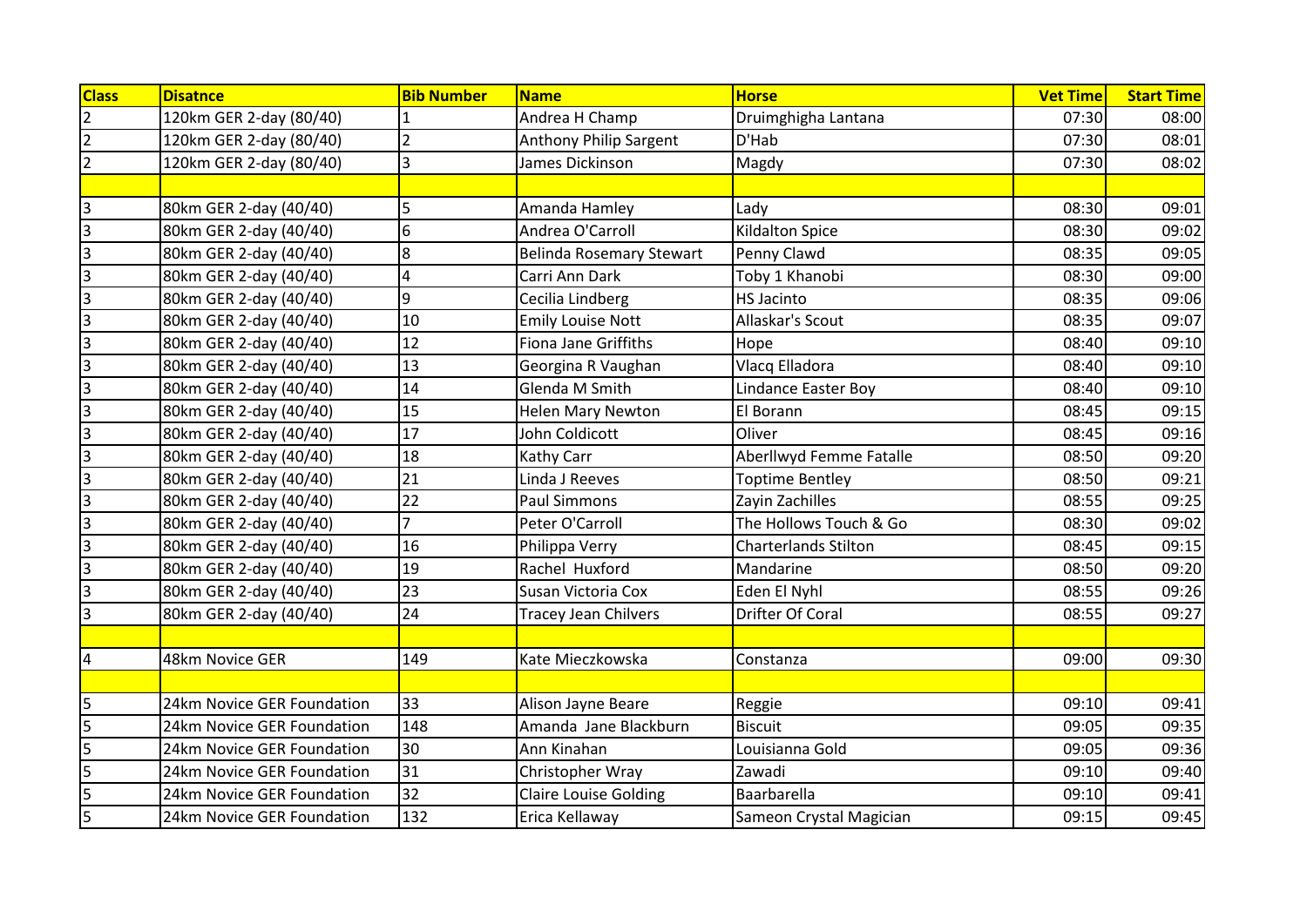| Class | Disatnce | Bib Number | Name | Horse | Vet Time | Start Time |
|---|---|---|---|---|---|---|
| 2 | 120km GER 2-day (80/40) | 1 | Andrea H Champ | Druimghigha Lantana | 07:30 | 08:00 |
| 2 | 120km GER 2-day (80/40) | 2 | Anthony Philip Sargent | D'Hab | 07:30 | 08:01 |
| 2 | 120km GER 2-day (80/40) | 3 | James Dickinson | Magdy | 07:30 | 08:02 |
| | | | | | | |
| 3 | 80km GER 2-day (40/40) | 5 | Amanda Hamley | Lady | 08:30 | 09:01 |
| 3 | 80km GER 2-day (40/40) | 6 | Andrea O'Carroll | Kildalton Spice | 08:30 | 09:02 |
| 3 | 80km GER 2-day (40/40) | 8 | Belinda Rosemary Stewart | Penny Clawd | 08:35 | 09:05 |
| 3 | 80km GER 2-day (40/40) | 4 | Carri Ann Dark | Toby 1 Khanobi | 08:30 | 09:00 |
| 3 | 80km GER 2-day (40/40) | 9 | Cecilia Lindberg | HS Jacinto | 08:35 | 09:06 |
| 3 | 80km GER 2-day (40/40) | 10 | Emily Louise Nott | Allaskar's Scout | 08:35 | 09:07 |
| 3 | 80km GER 2-day (40/40) | 12 | Fiona Jane Griffiths | Hope | 08:40 | 09:10 |
| 3 | 80km GER 2-day (40/40) | 13 | Georgina R Vaughan | Vlacq Elladora | 08:40 | 09:10 |
| 3 | 80km GER 2-day (40/40) | 14 | Glenda M Smith | Lindance Easter Boy | 08:40 | 09:10 |
| 3 | 80km GER 2-day (40/40) | 15 | Helen Mary Newton | El Borann | 08:45 | 09:15 |
| 3 | 80km GER 2-day (40/40) | 17 | John Coldicott | Oliver | 08:45 | 09:16 |
| 3 | 80km GER 2-day (40/40) | 18 | Kathy Carr | Aberllwyd Femme Fatalle | 08:50 | 09:20 |
| 3 | 80km GER 2-day (40/40) | 21 | Linda J Reeves | Toptime Bentley | 08:50 | 09:21 |
| 3 | 80km GER 2-day (40/40) | 22 | Paul Simmons | Zayin Zachilles | 08:55 | 09:25 |
| 3 | 80km GER 2-day (40/40) | 7 | Peter O'Carroll | The Hollows Touch & Go | 08:30 | 09:02 |
| 3 | 80km GER 2-day (40/40) | 16 | Philippa Verry | Charterlands Stilton | 08:45 | 09:15 |
| 3 | 80km GER 2-day (40/40) | 19 | Rachel Huxford | Mandarine | 08:50 | 09:20 |
| 3 | 80km GER 2-day (40/40) | 23 | Susan Victoria Cox | Eden El Nyhl | 08:55 | 09:26 |
| 3 | 80km GER 2-day (40/40) | 24 | Tracey Jean Chilvers | Drifter Of Coral | 08:55 | 09:27 |
| | | | | | | |
| 4 | 48km Novice GER | 149 | Kate Mieczkowska | Constanza | 09:00 | 09:30 |
| | | | | | | |
| 5 | 24km Novice GER Foundation | 33 | Alison Jayne Beare | Reggie | 09:10 | 09:41 |
| 5 | 24km Novice GER Foundation | 148 | Amanda Jane Blackburn | Biscuit | 09:05 | 09:35 |
| 5 | 24km Novice GER Foundation | 30 | Ann Kinahan | Louisianna Gold | 09:05 | 09:36 |
| 5 | 24km Novice GER Foundation | 31 | Christopher Wray | Zawadi | 09:10 | 09:40 |
| 5 | 24km Novice GER Foundation | 32 | Claire Louise Golding | Baarbarella | 09:10 | 09:41 |
| 5 | 24km Novice GER Foundation | 132 | Erica Kellaway | Sameon Crystal Magician | 09:15 | 09:45 |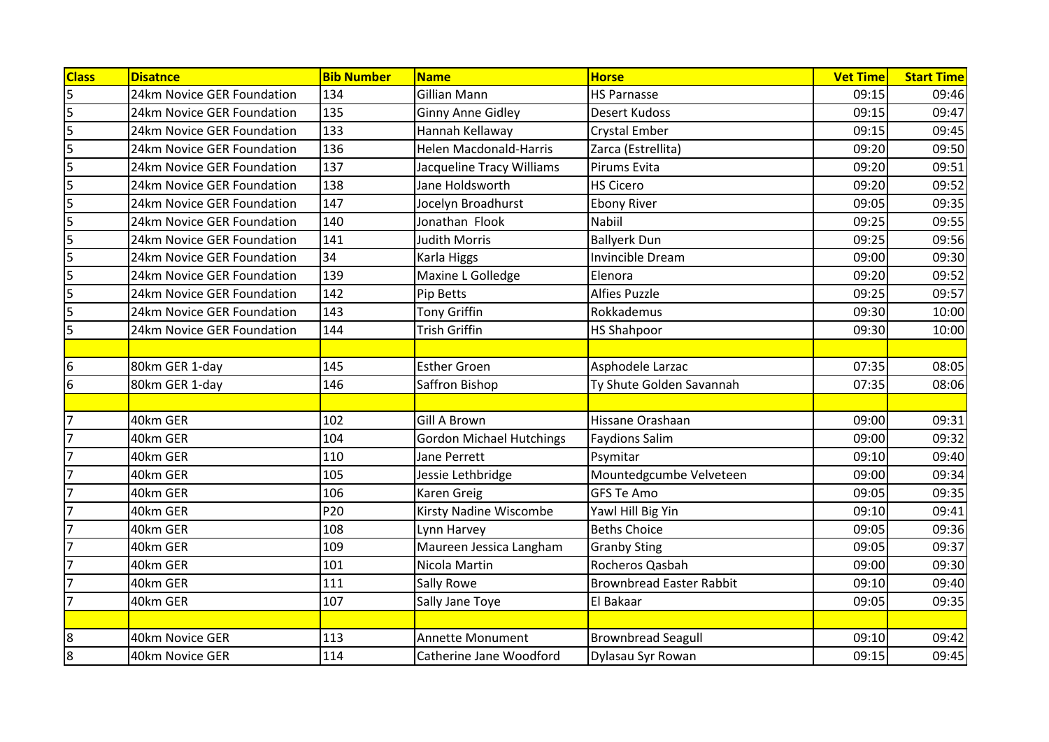| Class | Disatnce | Bib Number | Name | Horse | Vet Time | Start Time |
|---|---|---|---|---|---|---|
| 5 | 24km Novice GER Foundation | 134 | Gillian Mann | HS Parnasse | 09:15 | 09:46 |
| 5 | 24km Novice GER Foundation | 135 | Ginny Anne Gidley | Desert Kudoss | 09:15 | 09:47 |
| 5 | 24km Novice GER Foundation | 133 | Hannah Kellaway | Crystal Ember | 09:15 | 09:45 |
| 5 | 24km Novice GER Foundation | 136 | Helen Macdonald-Harris | Zarca (Estrellita) | 09:20 | 09:50 |
| 5 | 24km Novice GER Foundation | 137 | Jacqueline Tracy Williams | Pirums Evita | 09:20 | 09:51 |
| 5 | 24km Novice GER Foundation | 138 | Jane Holdsworth | HS Cicero | 09:20 | 09:52 |
| 5 | 24km Novice GER Foundation | 147 | Jocelyn Broadhurst | Ebony River | 09:05 | 09:35 |
| 5 | 24km Novice GER Foundation | 140 | Jonathan Flook | Nabiil | 09:25 | 09:55 |
| 5 | 24km Novice GER Foundation | 141 | Judith Morris | Ballyerk Dun | 09:25 | 09:56 |
| 5 | 24km Novice GER Foundation | 34 | Karla Higgs | Invincible Dream | 09:00 | 09:30 |
| 5 | 24km Novice GER Foundation | 139 | Maxine L Golledge | Elenora | 09:20 | 09:52 |
| 5 | 24km Novice GER Foundation | 142 | Pip Betts | Alfies Puzzle | 09:25 | 09:57 |
| 5 | 24km Novice GER Foundation | 143 | Tony Griffin | Rokkademus | 09:30 | 10:00 |
| 5 | 24km Novice GER Foundation | 144 | Trish Griffin | HS Shahpoor | 09:30 | 10:00 |
| | | | | | | |
| 6 | 80km GER 1-day | 145 | Esther Groen | Asphodele Larzac | 07:35 | 08:05 |
| 6 | 80km GER 1-day | 146 | Saffron Bishop | Ty Shute Golden Savannah | 07:35 | 08:06 |
| | | | | | | |
| 7 | 40km GER | 102 | Gill A Brown | Hissane Orashaan | 09:00 | 09:31 |
| 7 | 40km GER | 104 | Gordon Michael Hutchings | Faydions Salim | 09:00 | 09:32 |
| 7 | 40km GER | 110 | Jane Perrett | Psymitar | 09:10 | 09:40 |
| 7 | 40km GER | 105 | Jessie Lethbridge | Mountedgcumbe Velveteen | 09:00 | 09:34 |
| 7 | 40km GER | 106 | Karen Greig | GFS Te Amo | 09:05 | 09:35 |
| 7 | 40km GER | P20 | Kirsty Nadine Wiscombe | Yawl Hill Big Yin | 09:10 | 09:41 |
| 7 | 40km GER | 108 | Lynn Harvey | Beths Choice | 09:05 | 09:36 |
| 7 | 40km GER | 109 | Maureen Jessica Langham | Granby Sting | 09:05 | 09:37 |
| 7 | 40km GER | 101 | Nicola Martin | Rocheros Qasbah | 09:00 | 09:30 |
| 7 | 40km GER | 111 | Sally Rowe | Brownbread Easter Rabbit | 09:10 | 09:40 |
| 7 | 40km GER | 107 | Sally Jane Toye | El Bakaar | 09:05 | 09:35 |
| | | | | | | |
| 8 | 40km Novice GER | 113 | Annette Monument | Brownbread Seagull | 09:10 | 09:42 |
| 8 | 40km Novice GER | 114 | Catherine Jane Woodford | Dylasau Syr Rowan | 09:15 | 09:45 |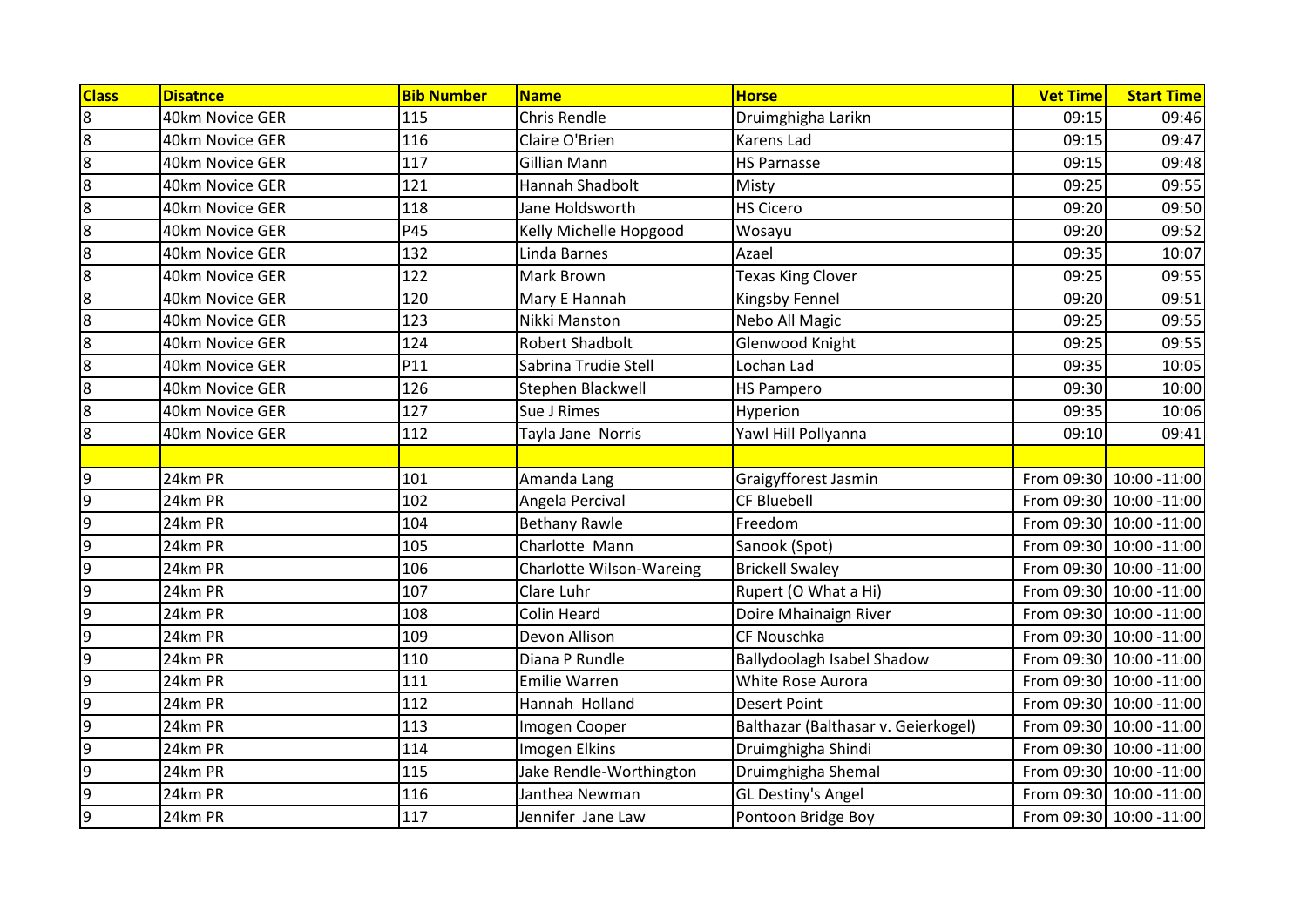| Class | Disatnce | Bib Number | Name | Horse | Vet Time | Start Time |
|---|---|---|---|---|---|---|
| 8 | 40km Novice GER | 115 | Chris Rendle | Druimghigha Larikn | 09:15 | 09:46 |
| 8 | 40km Novice GER | 116 | Claire O'Brien | Karens Lad | 09:15 | 09:47 |
| 8 | 40km Novice GER | 117 | Gillian Mann | HS Parnasse | 09:15 | 09:48 |
| 8 | 40km Novice GER | 121 | Hannah Shadbolt | Misty | 09:25 | 09:55 |
| 8 | 40km Novice GER | 118 | Jane Holdsworth | HS Cicero | 09:20 | 09:50 |
| 8 | 40km Novice GER | P45 | Kelly Michelle Hopgood | Wosayu | 09:20 | 09:52 |
| 8 | 40km Novice GER | 132 | Linda Barnes | Azael | 09:35 | 10:07 |
| 8 | 40km Novice GER | 122 | Mark Brown | Texas King Clover | 09:25 | 09:55 |
| 8 | 40km Novice GER | 120 | Mary E Hannah | Kingsby Fennel | 09:20 | 09:51 |
| 8 | 40km Novice GER | 123 | Nikki Manston | Nebo All Magic | 09:25 | 09:55 |
| 8 | 40km Novice GER | 124 | Robert Shadbolt | Glenwood Knight | 09:25 | 09:55 |
| 8 | 40km Novice GER | P11 | Sabrina Trudie Stell | Lochan Lad | 09:35 | 10:05 |
| 8 | 40km Novice GER | 126 | Stephen Blackwell | HS Pampero | 09:30 | 10:00 |
| 8 | 40km Novice GER | 127 | Sue J Rimes | Hyperion | 09:35 | 10:06 |
| 8 | 40km Novice GER | 112 | Tayla Jane Norris | Yawl Hill Pollyanna | 09:10 | 09:41 |
| | | | | | | |
| 9 | 24km PR | 101 | Amanda Lang | Graigyfforest Jasmin | From 09:30 | 10:00 -11:00 |
| 9 | 24km PR | 102 | Angela Percival | CF Bluebell | From 09:30 | 10:00 -11:00 |
| 9 | 24km PR | 104 | Bethany Rawle | Freedom | From 09:30 | 10:00 -11:00 |
| 9 | 24km PR | 105 | Charlotte Mann | Sanook (Spot) | From 09:30 | 10:00 -11:00 |
| 9 | 24km PR | 106 | Charlotte Wilson-Wareing | Brickell Swaley | From 09:30 | 10:00 -11:00 |
| 9 | 24km PR | 107 | Clare Luhr | Rupert (O What a Hi) | From 09:30 | 10:00 -11:00 |
| 9 | 24km PR | 108 | Colin Heard | Doire Mhainaign River | From 09:30 | 10:00 -11:00 |
| 9 | 24km PR | 109 | Devon Allison | CF Nouschka | From 09:30 | 10:00 -11:00 |
| 9 | 24km PR | 110 | Diana P Rundle | Ballydoolagh Isabel Shadow | From 09:30 | 10:00 -11:00 |
| 9 | 24km PR | 111 | Emilie Warren | White Rose Aurora | From 09:30 | 10:00 -11:00 |
| 9 | 24km PR | 112 | Hannah Holland | Desert Point | From 09:30 | 10:00 -11:00 |
| 9 | 24km PR | 113 | Imogen Cooper | Balthazar (Balthasar v. Geierkogel) | From 09:30 | 10:00 -11:00 |
| 9 | 24km PR | 114 | Imogen Elkins | Druimghigha Shindi | From 09:30 | 10:00 -11:00 |
| 9 | 24km PR | 115 | Jake Rendle-Worthington | Druimghigha Shemal | From 09:30 | 10:00 -11:00 |
| 9 | 24km PR | 116 | Janthea Newman | GL Destiny's Angel | From 09:30 | 10:00 -11:00 |
| 9 | 24km PR | 117 | Jennifer Jane Law | Pontoon Bridge Boy | From 09:30 | 10:00 -11:00 |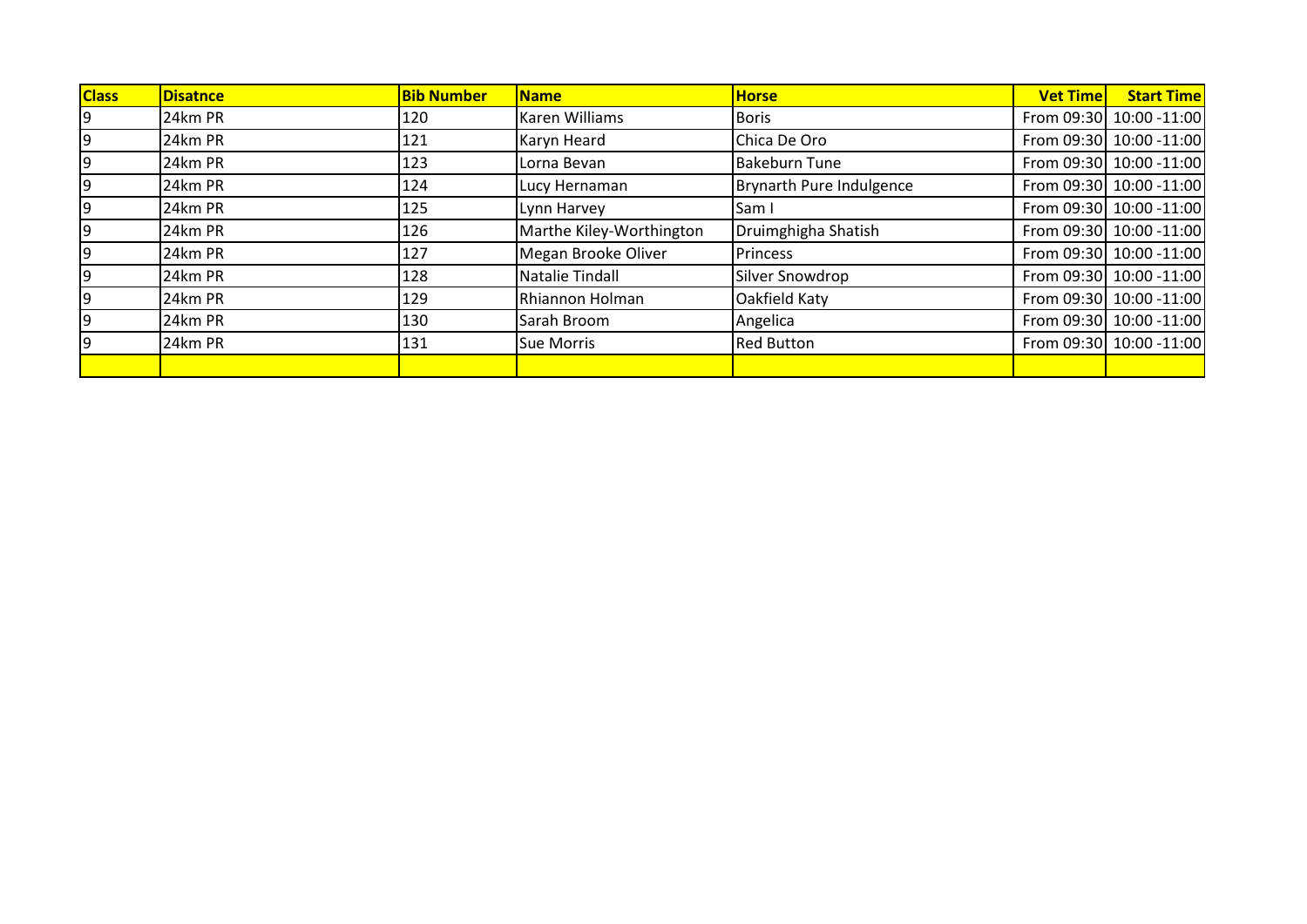| Class | Disatnce | Bib Number | Name | Horse | Vet Time | Start Time |
|---|---|---|---|---|---|---|
| 9 | 24km PR | 120 | Karen Williams | Boris | From 09:30 | 10:00 -11:00 |
| 9 | 24km PR | 121 | Karyn Heard | Chica De Oro | From 09:30 | 10:00 -11:00 |
| 9 | 24km PR | 123 | Lorna Bevan | Bakeburn Tune | From 09:30 | 10:00 -11:00 |
| 9 | 24km PR | 124 | Lucy Hernaman | Brynarth Pure Indulgence | From 09:30 | 10:00 -11:00 |
| 9 | 24km PR | 125 | Lynn Harvey | Sam I | From 09:30 | 10:00 -11:00 |
| 9 | 24km PR | 126 | Marthe Kiley-Worthington | Druimghigha Shatish | From 09:30 | 10:00 -11:00 |
| 9 | 24km PR | 127 | Megan Brooke Oliver | Princess | From 09:30 | 10:00 -11:00 |
| 9 | 24km PR | 128 | Natalie Tindall | Silver Snowdrop | From 09:30 | 10:00 -11:00 |
| 9 | 24km PR | 129 | Rhiannon Holman | Oakfield Katy | From 09:30 | 10:00 -11:00 |
| 9 | 24km PR | 130 | Sarah Broom | Angelica | From 09:30 | 10:00 -11:00 |
| 9 | 24km PR | 131 | Sue Morris | Red Button | From 09:30 | 10:00 -11:00 |
| | | | | | | |